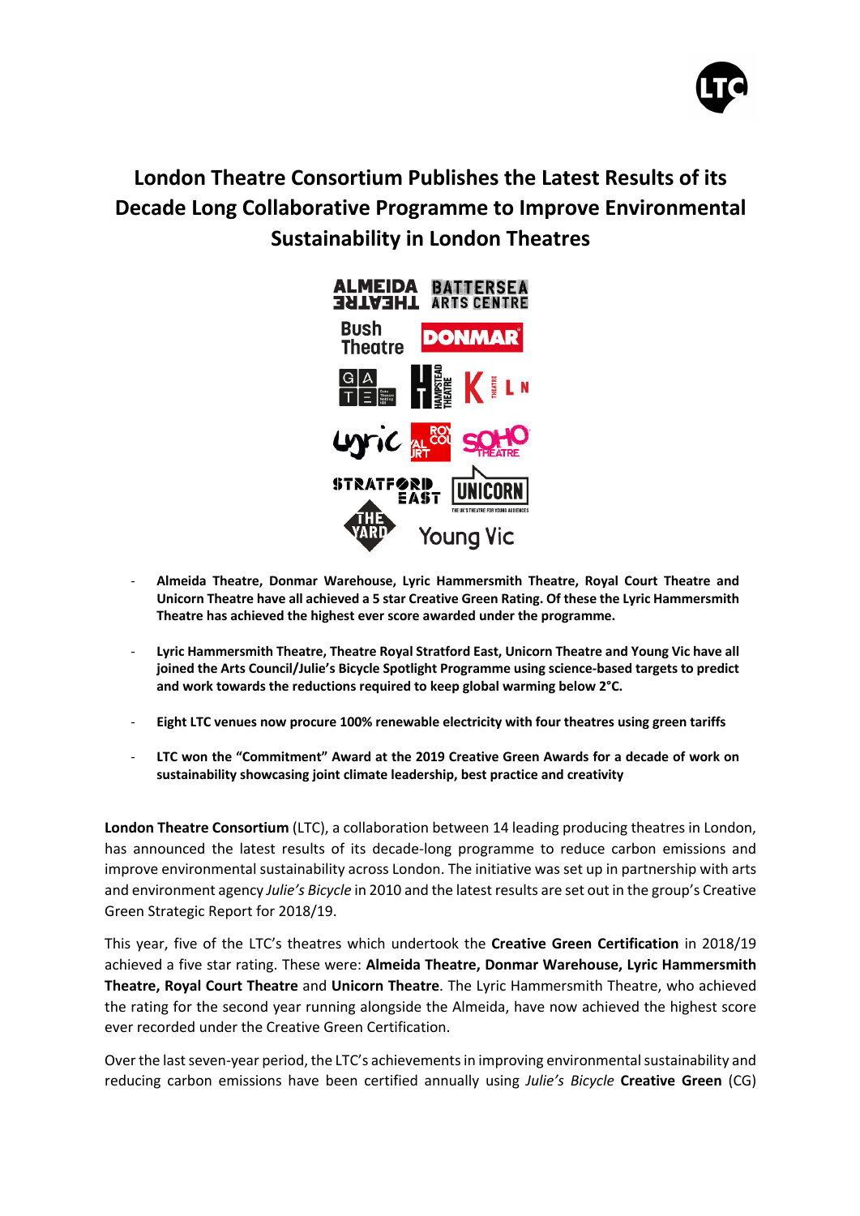# London Theatre Consortium Publishes the Latest Results of its Decade Long Collaborative Programme to Improve Environmental Sustainability in London Theatres

- **Almeida Theatre, Donmar Warehouse, Lyric Hammersmith Theatre, Royal Court Theatre and Unicorn Theatre have all achieved a 5 star Creative Green Rating. Of these the Lyric Hammersmith Theatre has achieved the highest ever score awarded under the programme.**

- **Lyric Hammersmith Theatre, Theatre Royal Stratford East, Unicorn Theatre and Young Vic have all joined the Arts Council/Julie's Bicycle Spotlight Programme using science-based targets to predict and work towards the reductions required to keep global warming below 2°C.**

- **Eight LTC venues now procure 100% renewable electricity with four theatres using green tariffs**

- **LTC won the "Commitment" Award at the 2019 Creative Green Awards for a decade of work on sustainability showcasing joint climate leadership, best practice and creativity**

**London Theatre Consortium** (LTC), a collaboration between 14 leading producing theatres in London, has announced the latest results of its decade-long programme to reduce carbon emissions and improve environmental sustainability across London. The initiative was set up in partnership with arts and environment agency *Julie's Bicycle* in 2010 and the latest results are set out in the group's Creative Green Strategic Report for 2018/19.

This year, five of the LTC's theatres which undertook the **Creative Green Certification** in 2018/19 achieved a five star rating. These were: **Almeida Theatre, Donmar Warehouse, Lyric Hammersmith Theatre, Royal Court Theatre** and **Unicorn Theatre**. The Lyric Hammersmith Theatre, who achieved the rating for the second year running alongside the Almeida, have now achieved the highest score ever recorded under the Creative Green Certification.

Over the last seven-year period, the LTC's achievements in improving environmental sustainability and reducing carbon emissions have been certified annually using *Julie's Bicycle* **Creative Green** (CG)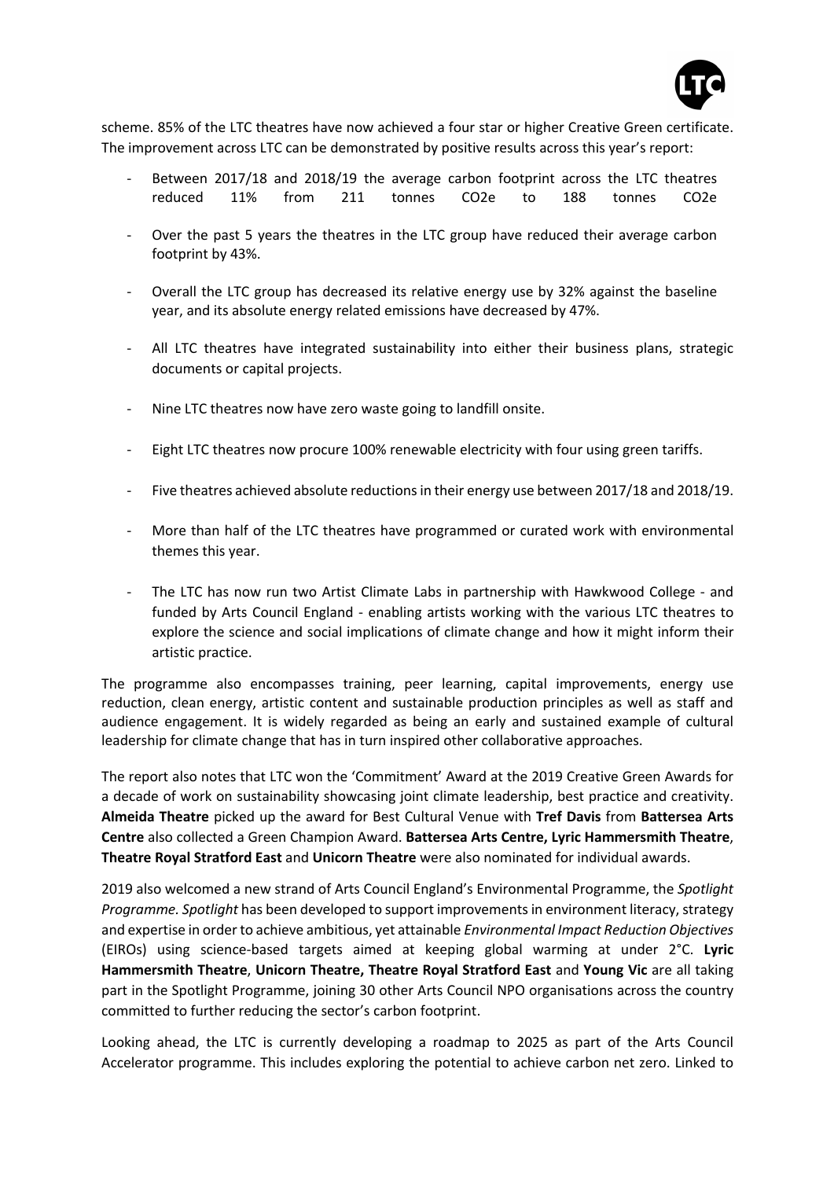scheme. 85% of the LTC theatres have now achieved a four star or higher Creative Green certificate. The improvement across LTC can be demonstrated by positive results across this year's report:

- Between 2017/18 and 2018/19 the average carbon footprint across the LTC theatres reduced 11% from 211 tonnes $CO_2e$ to 188 tonnes $CO_2e$
- Over the past 5 years the theatres in the LTC group have reduced their average carbon footprint by 43%.
- Overall the LTC group has decreased its relative energy use by 32% against the baseline year, and its absolute energy related emissions have decreased by 47%.
- All LTC theatres have integrated sustainability into either their business plans, strategic documents or capital projects.
- Nine LTC theatres now have zero waste going to landfill onsite.
- Eight LTC theatres now procure 100% renewable electricity with four using green tariffs.
- Five theatres achieved absolute reductions in their energy use between 2017/18 and 2018/19.
- More than half of the LTC theatres have programmed or curated work with environmental themes this year.
- The LTC has now run two Artist Climate Labs in partnership with Hawkwood College - and funded by Arts Council England - enabling artists working with the various LTC theatres to explore the science and social implications of climate change and how it might inform their artistic practice.

The programme also encompasses training, peer learning, capital improvements, energy use reduction, clean energy, artistic content and sustainable production principles as well as staff and audience engagement. It is widely regarded as being an early and sustained example of cultural leadership for climate change that has in turn inspired other collaborative approaches.

The report also notes that LTC won the 'Commitment' Award at the 2019 Creative Green Awards for a decade of work on sustainability showcasing joint climate leadership, best practice and creativity. **Almeida Theatre** picked up the award for Best Cultural Venue with **Tref Davis** from **Battersea Arts Centre** also collected a Green Champion Award. **Battersea Arts Centre, Lyric Hammersmith Theatre**, **Theatre Royal Stratford East** and **Unicorn Theatre** were also nominated for individual awards.

2019 also welcomed a new strand of Arts Council England's Environmental Programme, the *Spotlight Programme*. *Spotlight* has been developed to support improvements in environment literacy, strategy and expertise in order to achieve ambitious, yet attainable *Environmental Impact Reduction Objectives* (EIROs) using science-based targets aimed at keeping global warming at under 2°C. **Lyric Hammersmith Theatre**, **Unicorn Theatre, Theatre Royal Stratford East** and **Young Vic** are all taking part in the Spotlight Programme, joining 30 other Arts Council NPO organisations across the country committed to further reducing the sector's carbon footprint.

Looking ahead, the LTC is currently developing a roadmap to 2025 as part of the Arts Council Accelerator programme. This includes exploring the potential to achieve carbon net zero. Linked to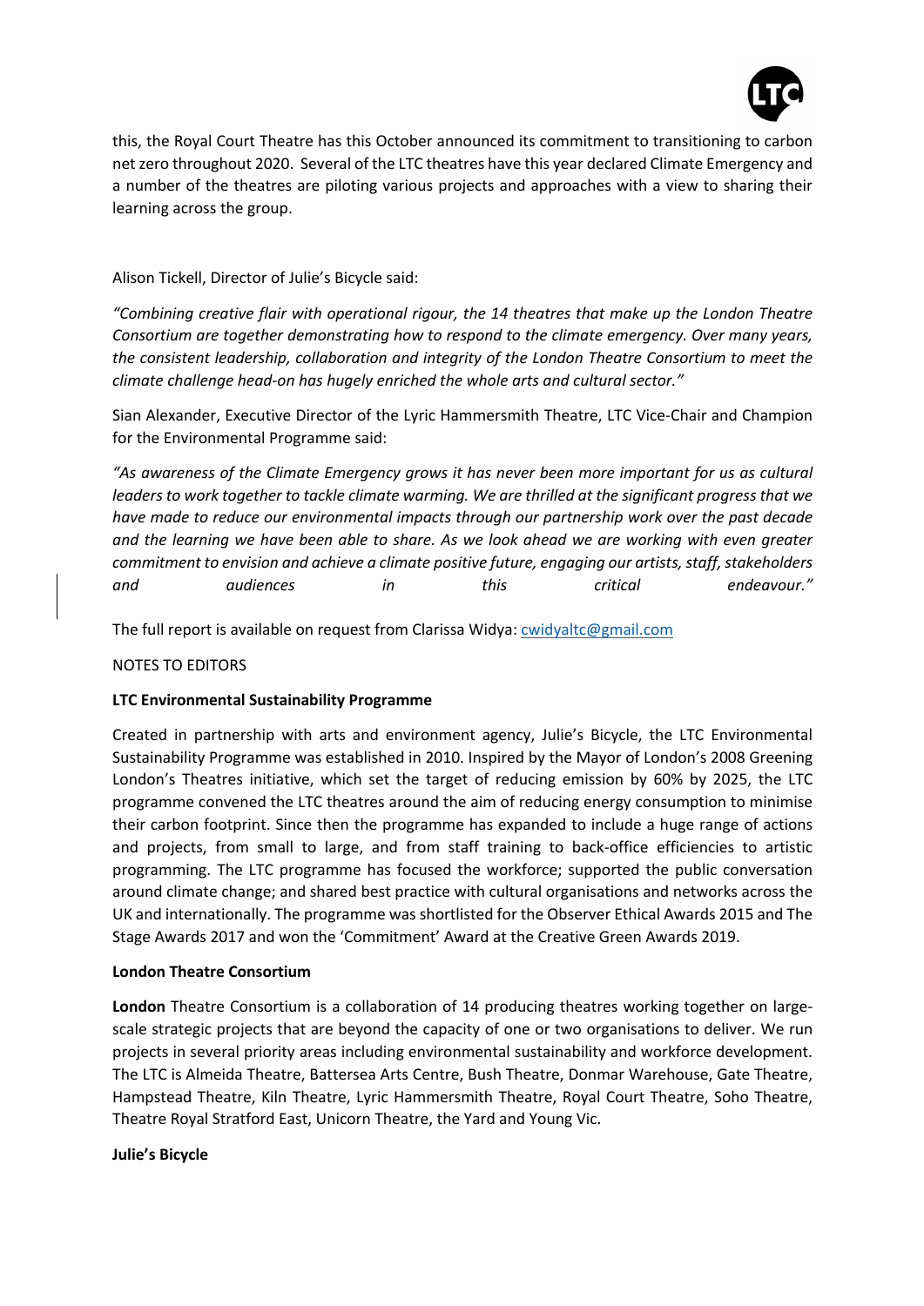this, the Royal Court Theatre has this October announced its commitment to transitioning to carbon net zero throughout 2020. Several of the LTC theatres have this year declared Climate Emergency and a number of the theatres are piloting various projects and approaches with a view to sharing their learning across the group.

Alison Tickell, Director of Julie's Bicycle said:

*"Combining creative flair with operational rigour, the 14 theatres that make up the London Theatre Consortium are together demonstrating how to respond to the climate emergency. Over many years, the consistent leadership, collaboration and integrity of the London Theatre Consortium to meet the climate challenge head-on has hugely enriched the whole arts and cultural sector."*

Sian Alexander, Executive Director of the Lyric Hammersmith Theatre, LTC Vice-Chair and Champion for the Environmental Programme said:

*"As awareness of the Climate Emergency grows it has never been more important for us as cultural leaders to work together to tackle climate warming. We are thrilled at the significant progress that we have made to reduce our environmental impacts through our partnership work over the past decade and the learning we have been able to share. As we look ahead we are working with even greater commitment to envision and achieve a climate positive future, engaging our artists, staff, stakeholders and audiences in this critical endeavour."*

The full report is available on request from Clarissa Widya: cwidyaltc@gmail.com

NOTES TO EDITORS

**LTC Environmental Sustainability Programme**

Created in partnership with arts and environment agency, Julie's Bicycle, the LTC Environmental Sustainability Programme was established in 2010. Inspired by the Mayor of London's 2008 Greening London's Theatres initiative, which set the target of reducing emission by 60% by 2025, the LTC programme convened the LTC theatres around the aim of reducing energy consumption to minimise their carbon footprint. Since then the programme has expanded to include a huge range of actions and projects, from small to large, and from staff training to back-office efficiencies to artistic programming. The LTC programme has focused the workforce; supported the public conversation around climate change; and shared best practice with cultural organisations and networks across the UK and internationally. The programme was shortlisted for the Observer Ethical Awards 2015 and The Stage Awards 2017 and won the 'Commitment' Award at the Creative Green Awards 2019.

**London Theatre Consortium**

**London** Theatre Consortium is a collaboration of 14 producing theatres working together on large-scale strategic projects that are beyond the capacity of one or two organisations to deliver. We run projects in several priority areas including environmental sustainability and workforce development. The LTC is Almeida Theatre, Battersea Arts Centre, Bush Theatre, Donmar Warehouse, Gate Theatre, Hampstead Theatre, Kiln Theatre, Lyric Hammersmith Theatre, Royal Court Theatre, Soho Theatre, Theatre Royal Stratford East, Unicorn Theatre, the Yard and Young Vic.

**Julie's Bicycle**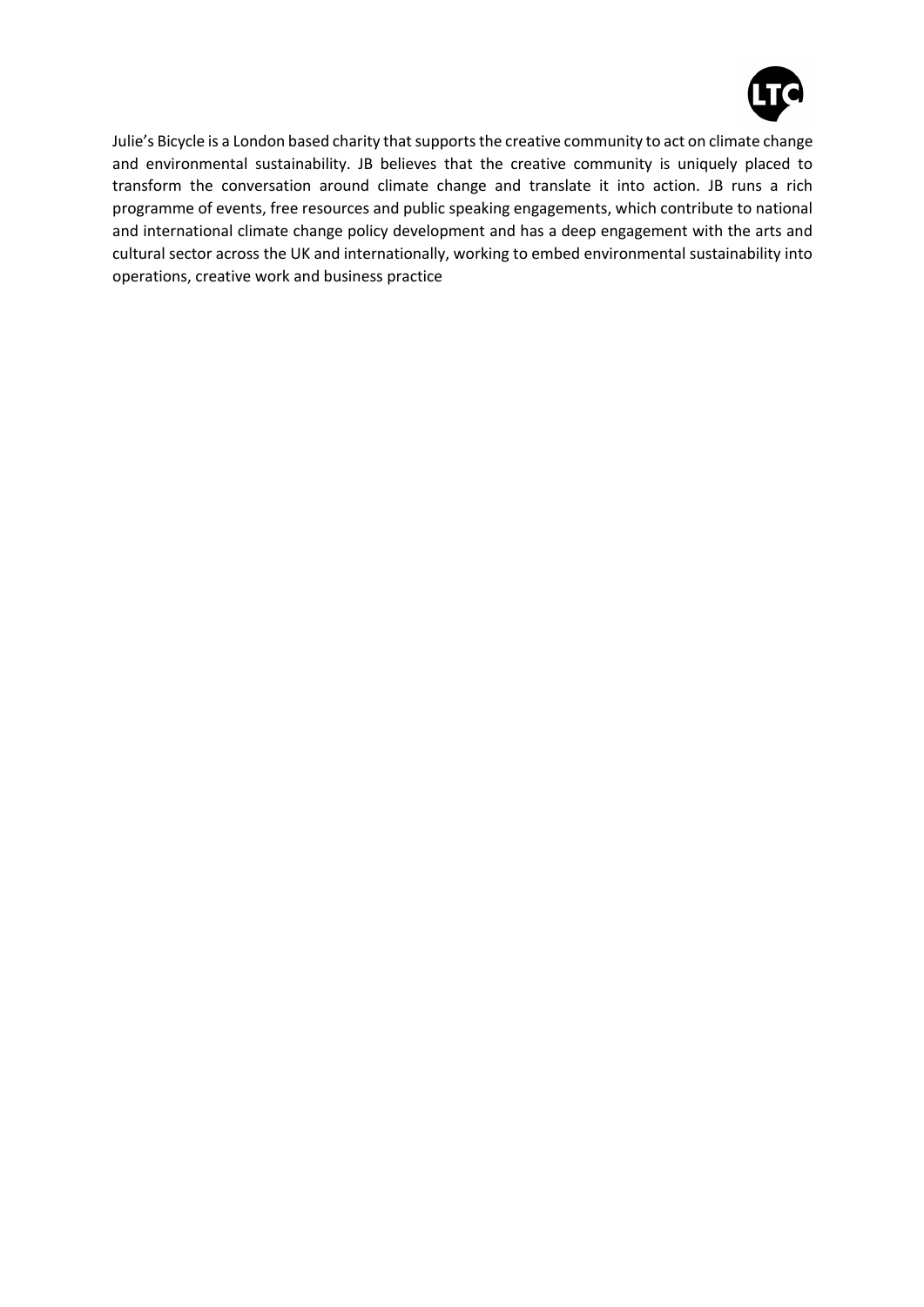Julie's Bicycle is a London based charity that supports the creative community to act on climate change and environmental sustainability. JB believes that the creative community is uniquely placed to transform the conversation around climate change and translate it into action. JB runs a rich programme of events, free resources and public speaking engagements, which contribute to national and international climate change policy development and has a deep engagement with the arts and cultural sector across the UK and internationally, working to embed environmental sustainability into operations, creative work and business practice